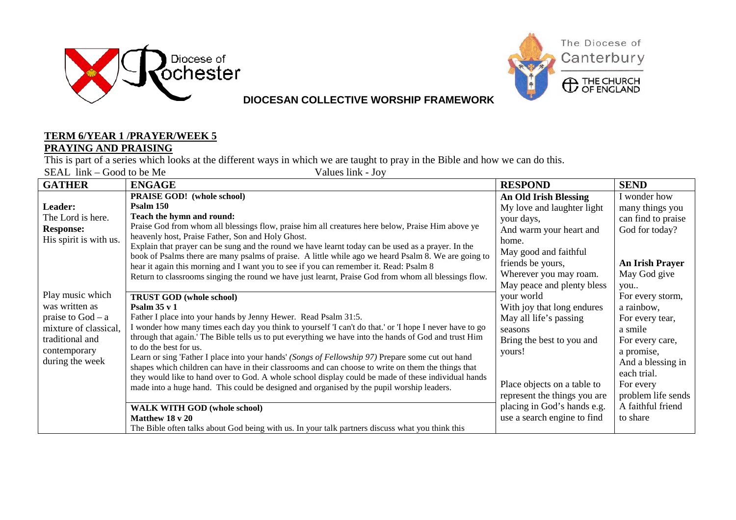**DIOCESAN COLLECTIVE WORSHIP FRAMEWORK**

**TERM 6/YEAR 1 /PRAYER/WEEK 5**
**PRAYING AND PRAISING**

This is part of a series which looks at the different ways in which we are taught to pray in the Bible and how we can do this.

SEAL link – Good to be Me Values link - Joy

| GATHER | ENGAGE | RESPOND | SEND |
|---|---|---|---|
| **Leader:** The Lord is here. **Response:** His spirit is with us.<br><br>Play music which was written as praise to God – a mixture of classical, traditional and contemporary during the week | **PRAISE GOD! (whole school)**<br>**Psalm 150**<br>**Teach the hymn and round:**<br>Praise God from whom all blessings flow, praise him all creatures here below, Praise Him above ye heavenly host, Praise Father, Son and Holy Ghost.<br>Explain that prayer can be sung and the round we have learnt today can be used as a prayer. In the book of Psalms there are many psalms of praise. A little while ago we heard Psalm 8. We are going to hear it again this morning and I want you to see if you can remember it. Read: Psalm 8<br>Return to classrooms singing the round we have just learnt, Praise God from whom all blessings flow.<br><br>**TRUST GOD (whole school)**<br>**Psalm 35 v 1**<br>Father I place into your hands by Jenny Hewer. Read Psalm 31:5.<br>I wonder how many times each day you think to yourself 'I can't do that.' or 'I hope I never have to go through that again.' The Bible tells us to put everything we have into the hands of God and trust Him to do the best for us.<br>Learn or sing 'Father I place into your hands' *(Songs of Fellowship 97)* Prepare some cut out hand shapes which children can have in their classrooms and can choose to write on them the things that they would like to hand over to God. A whole school display could be made of these individual hands made into a huge hand. This could be designed and organised by the pupil worship leaders.<br><br>**WALK WITH GOD (whole school)**<br>**Matthew 18 v 20**<br>The Bible often talks about God being with us. In your talk partners discuss what you think this | **An Old Irish Blessing**<br>My love and laughter light your days,<br>And warm your heart and home.<br>May good and faithful friends be yours,<br>Wherever you may roam.<br>May peace and plenty bless your world<br>With joy that long endures<br>May all life's passing seasons<br>Bring the best to you and yours!<br><br>Place objects on a table to represent the things you are placing in God's hands e.g. use a search engine to find | I wonder how many things you can find to praise God for today?<br><br>**An Irish Prayer**<br>May God give you..<br>For every storm, a rainbow,<br>For every tear, a smile<br>For every care, a promise,<br>And a blessing in each trial.<br>For every problem life sends<br>A faithful friend to share |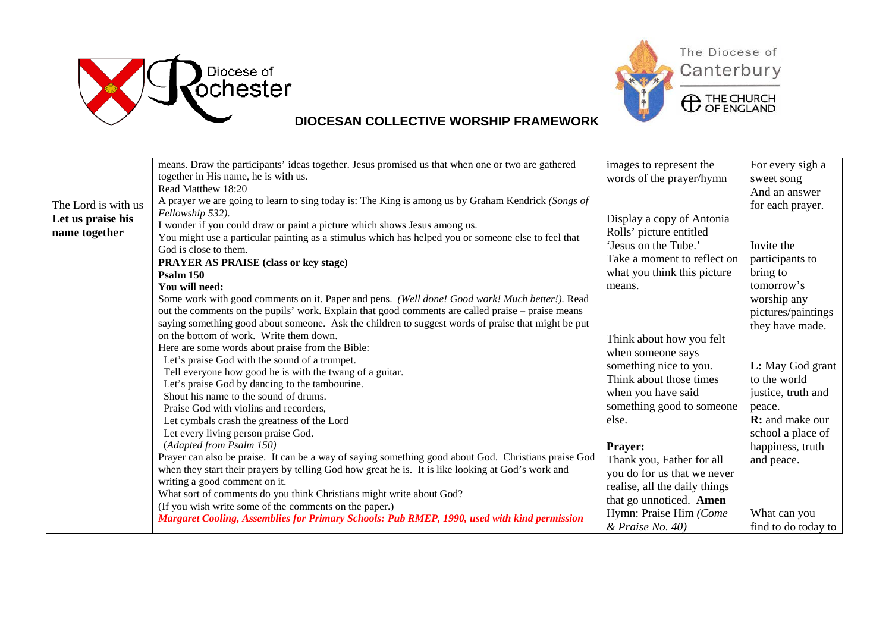**DIOCESAN COLLECTIVE WORSHIP FRAMEWORK**

| | | | |
|---|---|---|---|
| The Lord is with us **Let us praise his name together** | means. Draw the participants' ideas together. Jesus promised us that when one or two are gathered together in His name, he is with us.<br>Read Matthew 18:20<br>A prayer we are going to learn to sing today is: The King is among us by Graham Kendrick *(Songs of Fellowship 532).*<br>I wonder if you could draw or paint a picture which shows Jesus among us.<br>You might use a particular painting as a stimulus which has helped you or someone else to feel that God is close to them. | images to represent the words of the prayer/hymn<br><br>Display a copy of Antonia Rolls' picture entitled 'Jesus on the Tube.'<br>Take a moment to reflect on what you think this picture means. | For every sigh a sweet song<br>And an answer for each prayer.<br><br>Invite the participants to bring to tomorrow's worship any pictures/paintings they have made. |
| | **PRAYER AS PRAISE (class or key stage)**<br>**Psalm 150**<br>**You will need:**<br>Some work with good comments on it. Paper and pens. *(Well done! Good work! Much better!).* Read out the comments on the pupils' work. Explain that good comments are called praise – praise means saying something good about someone. Ask the children to suggest words of praise that might be put on the bottom of work. Write them down.<br>Here are some words about praise from the Bible:<br>Let's praise God with the sound of a trumpet.<br>Tell everyone how good he is with the twang of a guitar.<br>Let's praise God by dancing to the tambourine.<br>Shout his name to the sound of drums.<br>Praise God with violins and recorders,<br>Let cymbals crash the greatness of the Lord<br>Let every living person praise God.<br>(*Adapted from Psalm 150)*<br>Prayer can also be praise. It can be a way of saying something good about God. Christians praise God when they start their prayers by telling God how great he is. It is like looking at God's work and writing a good comment on it.<br>What sort of comments do you think Christians might write about God?<br>(If you wish write some of the comments on the paper.)<br>***Margaret Cooling, Assemblies for Primary Schools: Pub RMEP, 1990, used with kind permission*** | Think about how you felt when someone says something nice to you. Think about those times when you have said something good to someone else.<br><br>**Prayer:**<br>Thank you, Father for all you do for us that we never realise, all the daily things that go unnoticed. **Amen**<br>Hymn: Praise Him *(Come & Praise No. 40)* | **L:** May God grant to the world justice, truth and peace.<br>**R:** and make our school a place of happiness, truth and peace.<br><br>What can you find to do today to |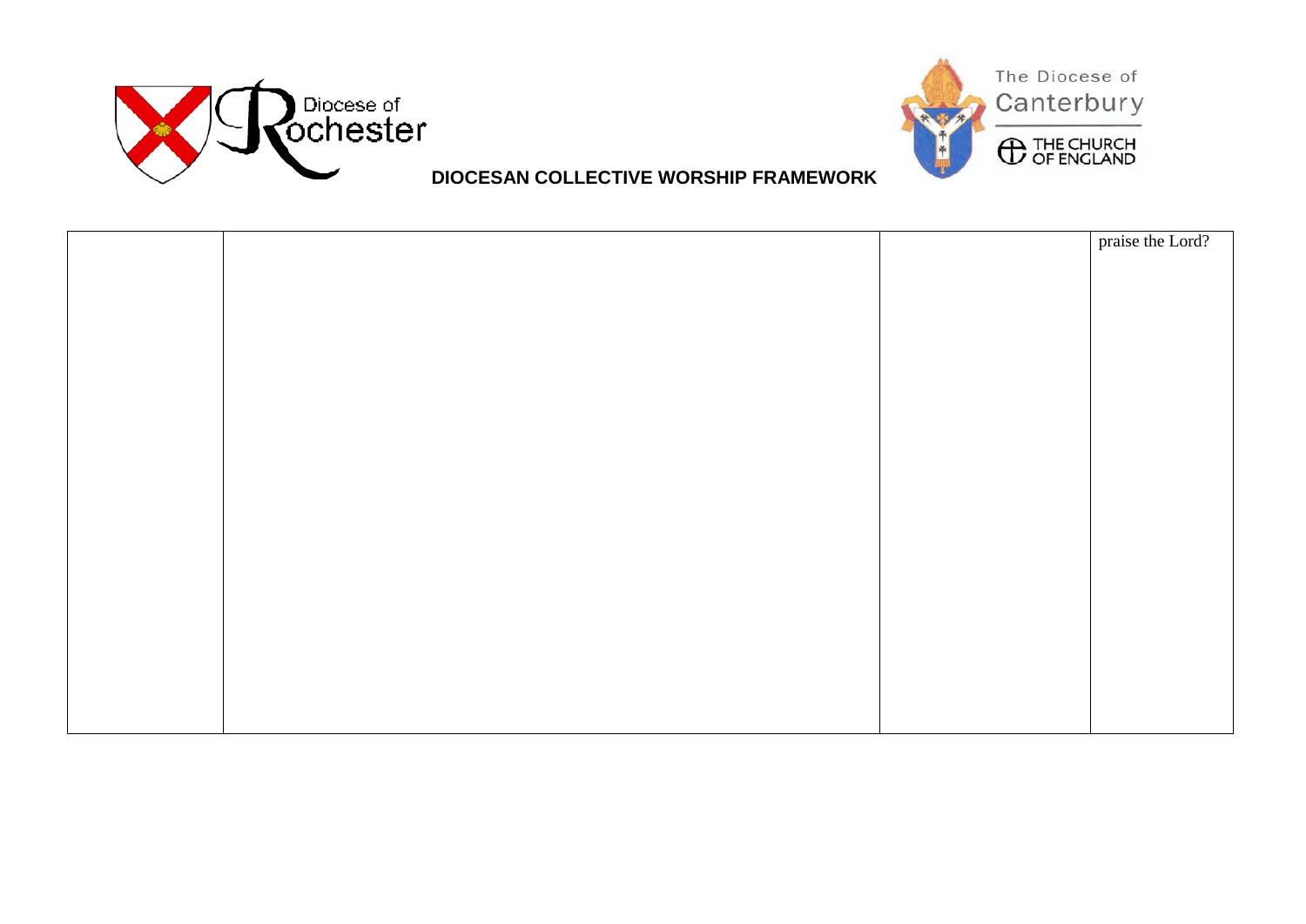**DIOCESAN COLLECTIVE WORSHIP FRAMEWORK**

| | | | |
|---|---|---|---|
| | | | praise the Lord? |